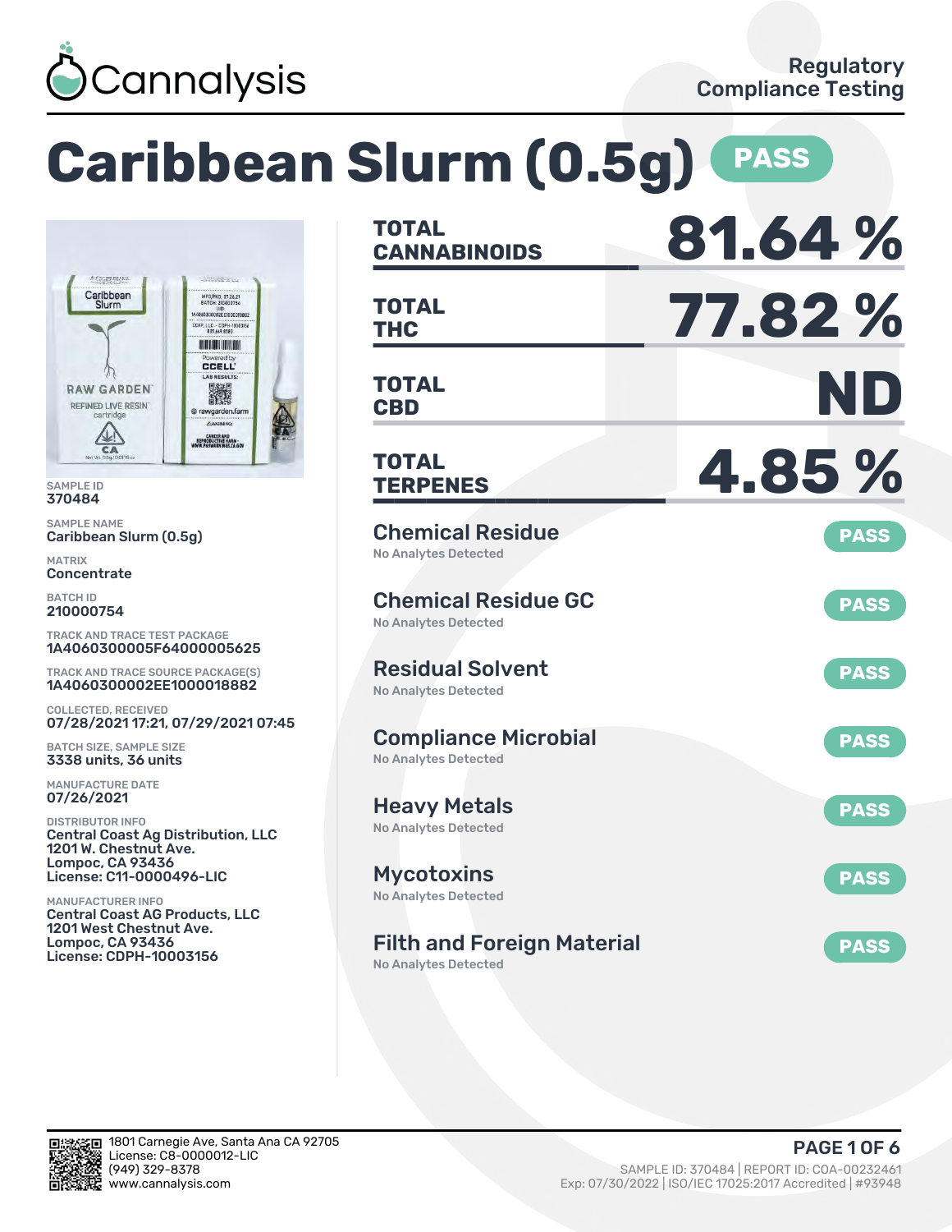Cannalysis

Regulatory Compliance Testing

# Caribbean Slurm (0.5g) PASS

SAMPLE ID
370484

SAMPLE NAME
Caribbean Slurm (0.5g)

MATRIX
Concentrate

BATCH ID
210000754

TRACK AND TRACE TEST PACKAGE
1A4060300005F64000005625

TRACK AND TRACE SOURCE PACKAGE(S)
1A4060300002EE1000018882

COLLECTED, RECEIVED
07/28/2021 17:21, 07/29/2021 07:45

BATCH SIZE, SAMPLE SIZE
3338 units, 36 units

MANUFACTURE DATE
07/26/2021

DISTRIBUTOR INFO
Central Coast Ag Distribution, LLC
1201 W. Chestnut Ave.
Lompoc, CA 93436
License: C11-0000496-LIC

MANUFACTURER INFO
Central Coast AG Products, LLC
1201 West Chestnut Ave.
Lompoc, CA 93436
License: CDPH-10003156

| | |
|---|---|
| TOTAL CANNABINOIDS | 81.64 % |
| TOTAL THC | 77.82 % |
| TOTAL CBD | ND |
| TOTAL TERPENES | 4.85 % |

| Test | Result |
|---|---|
| Chemical Residue<br>No Analytes Detected | PASS |
| Chemical Residue GC<br>No Analytes Detected | PASS |
| Residual Solvent<br>No Analytes Detected | PASS |
| Compliance Microbial<br>No Analytes Detected | PASS |
| Heavy Metals<br>No Analytes Detected | PASS |
| Mycotoxins<br>No Analytes Detected | PASS |
| Filth and Foreign Material<br>No Analytes Detected | PASS |

1801 Carnegie Ave, Santa Ana CA 92705
License: C8-0000012-LIC
(949) 329-8378
www.cannalysis.com

SAMPLE ID: 370484 | REPORT ID: COA-00232461
Exp: 07/30/2022 | ISO/IEC 17025:2017 Accredited | #93948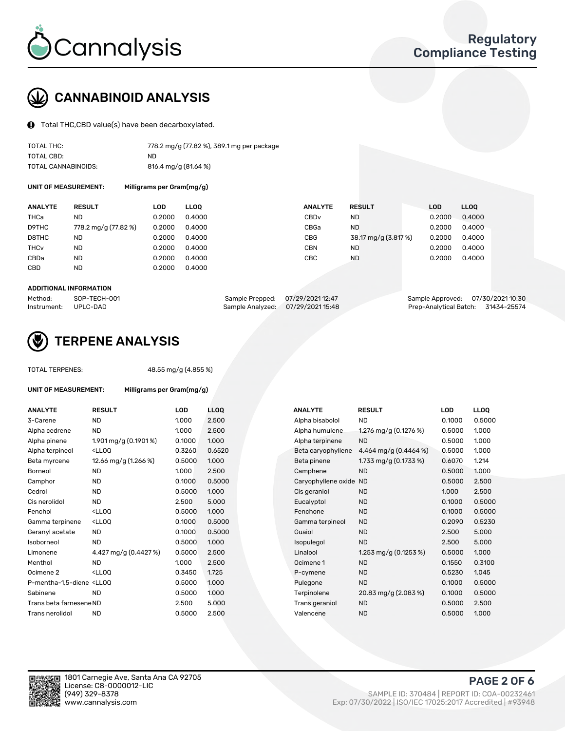# CANNABINOID ANALYSIS

Total THC,CBD value(s) have been decarboxylated.

| | |
|---|---|
| TOTAL THC: | 778.2 mg/g (77.82 %), 389.1 mg per package |
| TOTAL CBD: | ND |
| TOTAL CANNABINOIDS: | 816.4 mg/g (81.64 %) |

**UNIT OF MEASUREMENT:** Milligrams per Gram(mg/g)

| ANALYTE | RESULT | LOD | LLOQ | ANALYTE | RESULT | LOD | LLOQ |
|---|---|---|---|---|---|---|---|
| THCa | ND | 0.2000 | 0.4000 | CBDv | ND | 0.2000 | 0.4000 |
| D9THC | 778.2 mg/g (77.82 %) | 0.2000 | 0.4000 | CBGa | ND | 0.2000 | 0.4000 |
| D8THC | ND | 0.2000 | 0.4000 | CBG | 38.17 mg/g (3.817 %) | 0.2000 | 0.4000 |
| THCv | ND | 0.2000 | 0.4000 | CBN | ND | 0.2000 | 0.4000 |
| CBDa | ND | 0.2000 | 0.4000 | CBC | ND | 0.2000 | 0.4000 |
| CBD | ND | 0.2000 | 0.4000 | | | | |

**ADDITIONAL INFORMATION**

| | | | | | |
|---|---|---|---|---|---|
| Method: | SOP-TECH-001 | Sample Prepped: | 07/29/2021 12:47 | Sample Approved: | 07/30/2021 10:30 |
| Instrument: | UPLC-DAD | Sample Analyzed: | 07/29/2021 15:48 | Prep-Analytical Batch: | 31434-25574 |

# TERPENE ANALYSIS

TOTAL TERPENES: 48.55 mg/g (4.855 %)

**UNIT OF MEASUREMENT:** Milligrams per Gram(mg/g)

| ANALYTE | RESULT | LOD | LLOQ | ANALYTE | RESULT | LOD | LLOQ |
|---|---|---|---|---|---|---|---|
| 3-Carene | ND | 1.000 | 2.500 | Alpha bisabolol | ND | 0.1000 | 0.5000 |
| Alpha cedrene | ND | 1.000 | 2.500 | Alpha humulene | 1.276 mg/g (0.1276 %) | 0.5000 | 1.000 |
| Alpha pinene | 1.901 mg/g (0.1901 %) | 0.1000 | 1.000 | Alpha terpinene | ND | 0.5000 | 1.000 |
| Alpha terpineol | <LLOQ | 0.3260 | 0.6520 | Beta caryophyllene | 4.464 mg/g (0.4464 %) | 0.5000 | 1.000 |
| Beta myrcene | 12.66 mg/g (1.266 %) | 0.5000 | 1.000 | Beta pinene | 1.733 mg/g (0.1733 %) | 0.6070 | 1.214 |
| Borneol | ND | 1.000 | 2.500 | Camphene | ND | 0.5000 | 1.000 |
| Camphor | ND | 0.1000 | 0.5000 | Caryophyllene oxide | ND | 0.5000 | 2.500 |
| Cedrol | ND | 0.5000 | 1.000 | Cis geraniol | ND | 1.000 | 2.500 |
| Cis nerolidol | ND | 2.500 | 5.000 | Eucalyptol | ND | 0.1000 | 0.5000 |
| Fenchol | <LLOQ | 0.5000 | 1.000 | Fenchone | ND | 0.1000 | 0.5000 |
| Gamma terpinene | <LLOQ | 0.1000 | 0.5000 | Gamma terpineol | ND | 0.2090 | 0.5230 |
| Geranyl acetate | ND | 0.1000 | 0.5000 | Guaiol | ND | 2.500 | 5.000 |
| Isoborneol | ND | 0.5000 | 1.000 | Isopulegol | ND | 2.500 | 5.000 |
| Limonene | 4.427 mg/g (0.4427 %) | 0.5000 | 2.500 | Linalool | 1.253 mg/g (0.1253 %) | 0.5000 | 1.000 |
| Menthol | ND | 1.000 | 2.500 | Ocimene 1 | ND | 0.1550 | 0.3100 |
| Ocimene 2 | <LLOQ | 0.3450 | 1.725 | P-cymene | ND | 0.5230 | 1.045 |
| P-mentha-1,5-diene | <LLOQ | 0.5000 | 1.000 | Pulegone | ND | 0.1000 | 0.5000 |
| Sabinene | ND | 0.5000 | 1.000 | Terpinolene | 20.83 mg/g (2.083 %) | 0.1000 | 0.5000 |
| Trans beta farnesene | ND | 2.500 | 5.000 | Trans geraniol | ND | 0.5000 | 2.500 |
| Trans nerolidol | ND | 0.5000 | 2.500 | Valencene | ND | 0.5000 | 1.000 |

1801 Carnegie Ave, Santa Ana CA 92705
License: C8-0000012-LIC
(949) 329-8378
www.cannalysis.com

SAMPLE ID: 370484 | REPORT ID: COA-00232461
Exp: 07/30/2022 | ISO/IEC 17025:2017 Accredited | #93948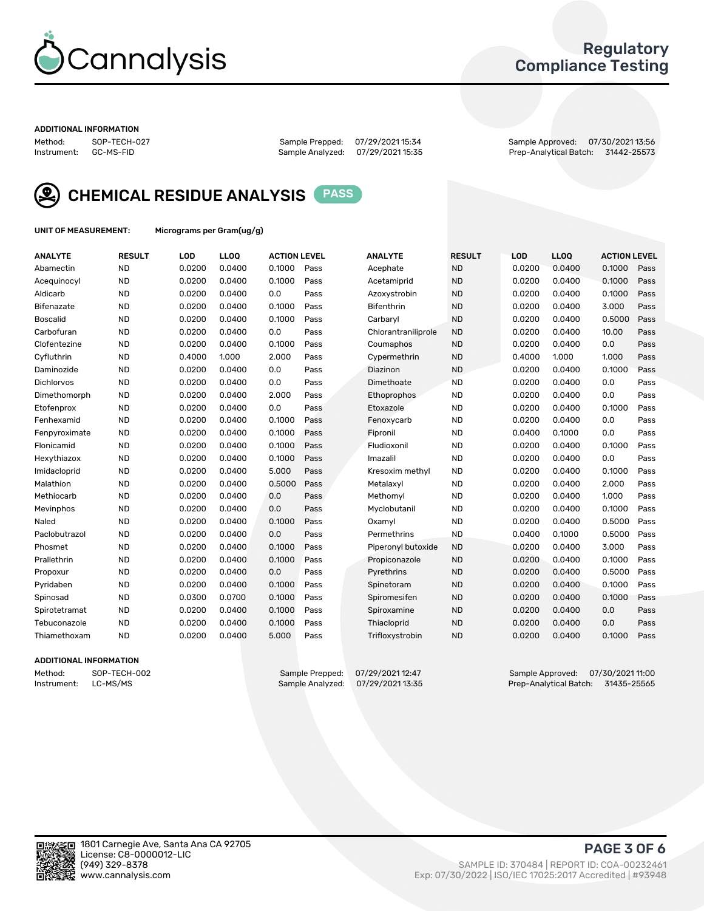## ADDITIONAL INFORMATION

Method: SOP-TECH-027
Instrument: GC-MS-FID

Sample Prepped: 07/29/2021 15:34
Sample Analyzed: 07/29/2021 15:35

Sample Approved: 07/30/2021 13:56
Prep-Analytical Batch: 31442-25573

## CHEMICAL RESIDUE ANALYSIS PASS

UNIT OF MEASUREMENT: Micrograms per Gram(ug/g)

| ANALYTE | RESULT | LOD | LLOQ | ACTION LEVEL | | ANALYTE | RESULT | LOD | LLOQ | ACTION LEVEL | |
|---|---|---|---|---|---|---|---|---|---|---|---|
| Abamectin | ND | 0.0200 | 0.0400 | 0.1000 | Pass | Acephate | ND | 0.0200 | 0.0400 | 0.1000 | Pass |
| Acequinocyl | ND | 0.0200 | 0.0400 | 0.1000 | Pass | Acetamiprid | ND | 0.0200 | 0.0400 | 0.1000 | Pass |
| Aldicarb | ND | 0.0200 | 0.0400 | 0.0 | Pass | Azoxystrobin | ND | 0.0200 | 0.0400 | 0.1000 | Pass |
| Bifenazate | ND | 0.0200 | 0.0400 | 0.1000 | Pass | Bifenthrin | ND | 0.0200 | 0.0400 | 3.000 | Pass |
| Boscalid | ND | 0.0200 | 0.0400 | 0.1000 | Pass | Carbaryl | ND | 0.0200 | 0.0400 | 0.5000 | Pass |
| Carbofuran | ND | 0.0200 | 0.0400 | 0.0 | Pass | Chlorantraniliprole | ND | 0.0200 | 0.0400 | 10.00 | Pass |
| Clofentezine | ND | 0.0200 | 0.0400 | 0.1000 | Pass | Coumaphos | ND | 0.0200 | 0.0400 | 0.0 | Pass |
| Cyfluthrin | ND | 0.4000 | 1.000 | 2.000 | Pass | Cypermethrin | ND | 0.4000 | 1.000 | 1.000 | Pass |
| Daminozide | ND | 0.0200 | 0.0400 | 0.0 | Pass | Diazinon | ND | 0.0200 | 0.0400 | 0.1000 | Pass |
| Dichlorvos | ND | 0.0200 | 0.0400 | 0.0 | Pass | Dimethoate | ND | 0.0200 | 0.0400 | 0.0 | Pass |
| Dimethomorph | ND | 0.0200 | 0.0400 | 2.000 | Pass | Ethoprophos | ND | 0.0200 | 0.0400 | 0.0 | Pass |
| Etofenprox | ND | 0.0200 | 0.0400 | 0.0 | Pass | Etoxazole | ND | 0.0200 | 0.0400 | 0.1000 | Pass |
| Fenhexamid | ND | 0.0200 | 0.0400 | 0.1000 | Pass | Fenoxycarb | ND | 0.0200 | 0.0400 | 0.0 | Pass |
| Fenpyroximate | ND | 0.0200 | 0.0400 | 0.1000 | Pass | Fipronil | ND | 0.0400 | 0.1000 | 0.0 | Pass |
| Flonicamid | ND | 0.0200 | 0.0400 | 0.1000 | Pass | Fludioxonil | ND | 0.0200 | 0.0400 | 0.1000 | Pass |
| Hexythiazox | ND | 0.0200 | 0.0400 | 0.1000 | Pass | Imazalil | ND | 0.0200 | 0.0400 | 0.0 | Pass |
| Imidacloprid | ND | 0.0200 | 0.0400 | 5.000 | Pass | Kresoxim methyl | ND | 0.0200 | 0.0400 | 0.1000 | Pass |
| Malathion | ND | 0.0200 | 0.0400 | 0.5000 | Pass | Metalaxyl | ND | 0.0200 | 0.0400 | 2.000 | Pass |
| Methiocarb | ND | 0.0200 | 0.0400 | 0.0 | Pass | Methomyl | ND | 0.0200 | 0.0400 | 1.000 | Pass |
| Mevinphos | ND | 0.0200 | 0.0400 | 0.0 | Pass | Myclobutanil | ND | 0.0200 | 0.0400 | 0.1000 | Pass |
| Naled | ND | 0.0200 | 0.0400 | 0.1000 | Pass | Oxamyl | ND | 0.0200 | 0.0400 | 0.5000 | Pass |
| Paclobutrazol | ND | 0.0200 | 0.0400 | 0.0 | Pass | Permethrins | ND | 0.0400 | 0.1000 | 0.5000 | Pass |
| Phosmet | ND | 0.0200 | 0.0400 | 0.1000 | Pass | Piperonyl butoxide | ND | 0.0200 | 0.0400 | 3.000 | Pass |
| Prallethrin | ND | 0.0200 | 0.0400 | 0.1000 | Pass | Propiconazole | ND | 0.0200 | 0.0400 | 0.1000 | Pass |
| Propoxur | ND | 0.0200 | 0.0400 | 0.0 | Pass | Pyrethrins | ND | 0.0200 | 0.0400 | 0.5000 | Pass |
| Pyridaben | ND | 0.0200 | 0.0400 | 0.1000 | Pass | Spinetoram | ND | 0.0200 | 0.0400 | 0.1000 | Pass |
| Spinosad | ND | 0.0300 | 0.0700 | 0.1000 | Pass | Spiromesifen | ND | 0.0200 | 0.0400 | 0.1000 | Pass |
| Spirotetramat | ND | 0.0200 | 0.0400 | 0.1000 | Pass | Spiroxamine | ND | 0.0200 | 0.0400 | 0.0 | Pass |
| Tebuconazole | ND | 0.0200 | 0.0400 | 0.1000 | Pass | Thiacloprid | ND | 0.0200 | 0.0400 | 0.0 | Pass |
| Thiamethoxam | ND | 0.0200 | 0.0400 | 5.000 | Pass | Trifloxystrobin | ND | 0.0200 | 0.0400 | 0.1000 | Pass |

## ADDITIONAL INFORMATION

Method: SOP-TECH-002
Instrument: LC-MS/MS

Sample Prepped: 07/29/2021 12:47
Sample Analyzed: 07/29/2021 13:35

Sample Approved: 07/30/2021 11:00
Prep-Analytical Batch: 31435-25565

1801 Carnegie Ave, Santa Ana CA 92705
License: C8-0000012-LIC
(949) 329-8378
www.cannalysis.com

SAMPLE ID: 370484 | REPORT ID: COA-00232461
Exp: 07/30/2022 | ISO/IEC 17025:2017 Accredited | #93948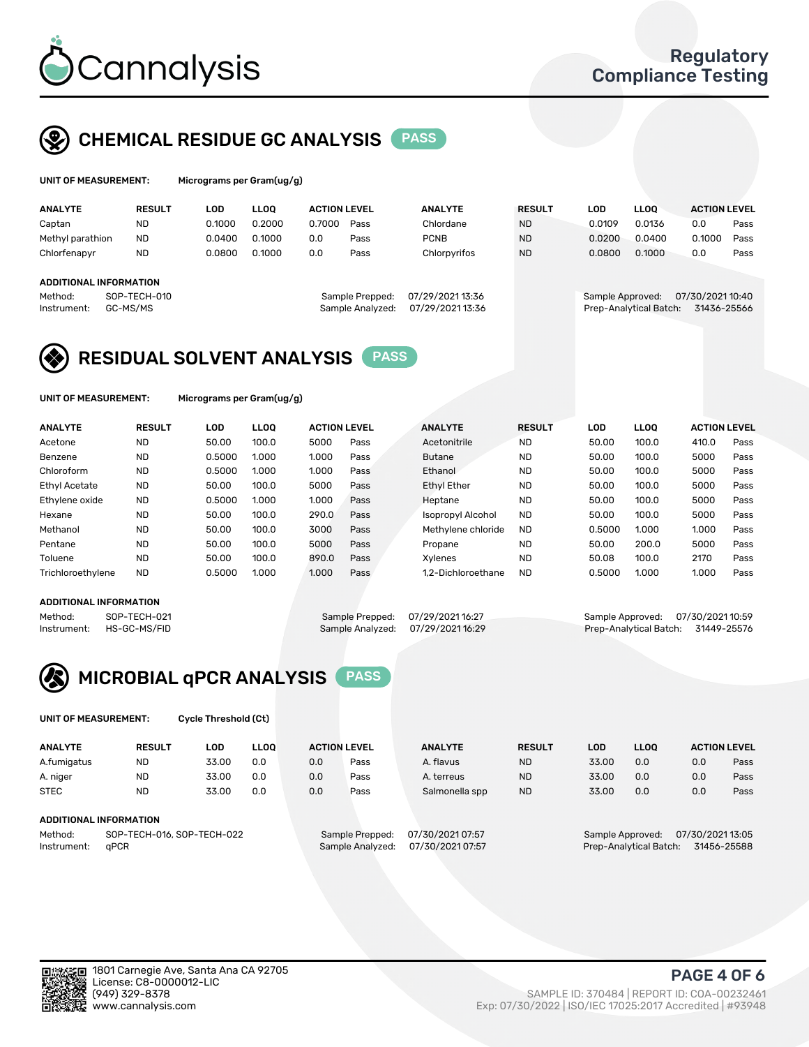# Cannalysis

Regulatory Compliance Testing

## CHEMICAL RESIDUE GC ANALYSIS PASS

**UNIT OF MEASUREMENT:** Micrograms per Gram(ug/g)

| ANALYTE | RESULT | LOD | LLOQ | ACTION LEVEL | | ANALYTE | RESULT | LOD | LLOQ | ACTION LEVEL | |
|---|---|---|---|---|---|---|---|---|---|---|---|
| Captan | ND | 0.1000 | 0.2000 | 0.7000 | Pass | Chlordane | ND | 0.0109 | 0.0136 | 0.0 | Pass |
| Methyl parathion | ND | 0.0400 | 0.1000 | 0.0 | Pass | PCNB | ND | 0.0200 | 0.0400 | 0.1000 | Pass |
| Chlorfenapyr | ND | 0.0800 | 0.1000 | 0.0 | Pass | Chlorpyrifos | ND | 0.0800 | 0.1000 | 0.0 | Pass |

**ADDITIONAL INFORMATION**

Method: SOP-TECH-010
Instrument: GC-MS/MS
Sample Prepped: 07/29/2021 13:36
Sample Analyzed: 07/29/2021 13:36
Sample Approved: 07/30/2021 10:40
Prep-Analytical Batch: 31436-25566

## RESIDUAL SOLVENT ANALYSIS PASS

**UNIT OF MEASUREMENT:** Micrograms per Gram(ug/g)

| ANALYTE | RESULT | LOD | LLOQ | ACTION LEVEL | | ANALYTE | RESULT | LOD | LLOQ | ACTION LEVEL | |
|---|---|---|---|---|---|---|---|---|---|---|---|
| Acetone | ND | 50.00 | 100.0 | 5000 | Pass | Acetonitrile | ND | 50.00 | 100.0 | 410.0 | Pass |
| Benzene | ND | 0.5000 | 1.000 | 1.000 | Pass | Butane | ND | 50.00 | 100.0 | 5000 | Pass |
| Chloroform | ND | 0.5000 | 1.000 | 1.000 | Pass | Ethanol | ND | 50.00 | 100.0 | 5000 | Pass |
| Ethyl Acetate | ND | 50.00 | 100.0 | 5000 | Pass | Ethyl Ether | ND | 50.00 | 100.0 | 5000 | Pass |
| Ethylene oxide | ND | 0.5000 | 1.000 | 1.000 | Pass | Heptane | ND | 50.00 | 100.0 | 5000 | Pass |
| Hexane | ND | 50.00 | 100.0 | 290.0 | Pass | Isopropyl Alcohol | ND | 50.00 | 100.0 | 5000 | Pass |
| Methanol | ND | 50.00 | 100.0 | 3000 | Pass | Methylene chloride | ND | 0.5000 | 1.000 | 1.000 | Pass |
| Pentane | ND | 50.00 | 100.0 | 5000 | Pass | Propane | ND | 50.00 | 200.0 | 5000 | Pass |
| Toluene | ND | 50.00 | 100.0 | 890.0 | Pass | Xylenes | ND | 50.08 | 100.0 | 2170 | Pass |
| Trichloroethylene | ND | 0.5000 | 1.000 | 1.000 | Pass | 1,2-Dichloroethane | ND | 0.5000 | 1.000 | 1.000 | Pass |

**ADDITIONAL INFORMATION**

Method: SOP-TECH-021
Instrument: HS-GC-MS/FID
Sample Prepped: 07/29/2021 16:27
Sample Analyzed: 07/29/2021 16:29
Sample Approved: 07/30/2021 10:59
Prep-Analytical Batch: 31449-25576

## MICROBIAL qPCR ANALYSIS PASS

**UNIT OF MEASUREMENT:** Cycle Threshold (Ct)

| ANALYTE | RESULT | LOD | LLOQ | ACTION LEVEL | | ANALYTE | RESULT | LOD | LLOQ | ACTION LEVEL | |
|---|---|---|---|---|---|---|---|---|---|---|---|
| A.fumigatus | ND | 33.00 | 0.0 | 0.0 | Pass | A. flavus | ND | 33.00 | 0.0 | 0.0 | Pass |
| A. niger | ND | 33.00 | 0.0 | 0.0 | Pass | A. terreus | ND | 33.00 | 0.0 | 0.0 | Pass |
| STEC | ND | 33.00 | 0.0 | 0.0 | Pass | Salmonella spp | ND | 33.00 | 0.0 | 0.0 | Pass |

**ADDITIONAL INFORMATION**

Method: SOP-TECH-016, SOP-TECH-022
Instrument: qPCR
Sample Prepped: 07/30/2021 07:57
Sample Analyzed: 07/30/2021 07:57
Sample Approved: 07/30/2021 13:05
Prep-Analytical Batch: 31456-25588

1801 Carnegie Ave, Santa Ana CA 92705
License: C8-0000012-LIC
(949) 329-8378
www.cannalysis.com

SAMPLE ID: 370484 | REPORT ID: COA-00232461
Exp: 07/30/2022 | ISO/IEC 17025:2017 Accredited | #93948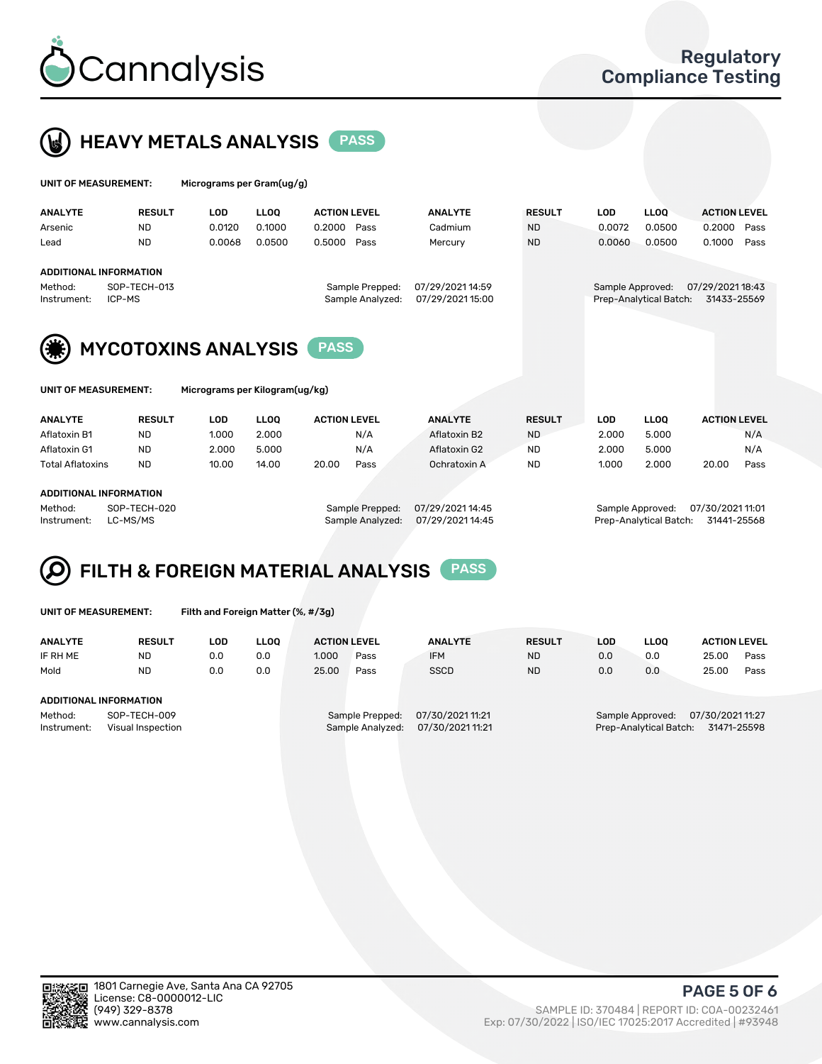# HEAVY METALS ANALYSIS PASS

**UNIT OF MEASUREMENT:** Micrograms per Gram(ug/g)

| ANALYTE | RESULT | LOD | LLOQ | ACTION LEVEL | | ANALYTE | RESULT | LOD | LLOQ | ACTION LEVEL | |
|---|---|---|---|---|---|---|---|---|---|---|---|
| Arsenic | ND | 0.0120 | 0.1000 | 0.2000 | Pass | Cadmium | ND | 0.0072 | 0.0500 | 0.2000 | Pass |
| Lead | ND | 0.0068 | 0.0500 | 0.5000 | Pass | Mercury | ND | 0.0060 | 0.0500 | 0.1000 | Pass |

**ADDITIONAL INFORMATION**

Method: SOP-TECH-013
Instrument: ICP-MS
Sample Prepped: 07/29/2021 14:59
Sample Analyzed: 07/29/2021 15:00
Sample Approved: 07/29/2021 18:43
Prep-Analytical Batch: 31433-25569

# MYCOTOXINS ANALYSIS PASS

**UNIT OF MEASUREMENT:** Micrograms per Kilogram(ug/kg)

| ANALYTE | RESULT | LOD | LLOQ | ACTION LEVEL | | ANALYTE | RESULT | LOD | LLOQ | ACTION LEVEL | |
|---|---|---|---|---|---|---|---|---|---|---|---|
| Aflatoxin B1 | ND | 1.000 | 2.000 | | N/A | Aflatoxin B2 | ND | 2.000 | 5.000 | | N/A |
| Aflatoxin G1 | ND | 2.000 | 5.000 | | N/A | Aflatoxin G2 | ND | 2.000 | 5.000 | | N/A |
| Total Aflatoxins | ND | 10.00 | 14.00 | 20.00 | Pass | Ochratoxin A | ND | 1.000 | 2.000 | 20.00 | Pass |

**ADDITIONAL INFORMATION**

Method: SOP-TECH-020
Instrument: LC-MS/MS
Sample Prepped: 07/29/2021 14:45
Sample Analyzed: 07/29/2021 14:45
Sample Approved: 07/30/2021 11:01
Prep-Analytical Batch: 31441-25568

# FILTH & FOREIGN MATERIAL ANALYSIS PASS

**UNIT OF MEASUREMENT:** Filth and Foreign Matter (%, #/3g)

| ANALYTE | RESULT | LOD | LLOQ | ACTION LEVEL | | ANALYTE | RESULT | LOD | LLOQ | ACTION LEVEL | |
|---|---|---|---|---|---|---|---|---|---|---|---|
| IF RH ME | ND | 0.0 | 0.0 | 1.000 | Pass | IFM | ND | 0.0 | 0.0 | 25.00 | Pass |
| Mold | ND | 0.0 | 0.0 | 25.00 | Pass | SSCD | ND | 0.0 | 0.0 | 25.00 | Pass |

**ADDITIONAL INFORMATION**

Method: SOP-TECH-009
Instrument: Visual Inspection
Sample Prepped: 07/30/2021 11:21
Sample Analyzed: 07/30/2021 11:21
Sample Approved: 07/30/2021 11:27
Prep-Analytical Batch: 31471-25598

1801 Carnegie Ave, Santa Ana CA 92705
License: C8-0000012-LIC
(949) 329-8378
www.cannalysis.com

SAMPLE ID: 370484 | REPORT ID: COA-00232461
Exp: 07/30/2022 | ISO/IEC 17025:2017 Accredited | #93948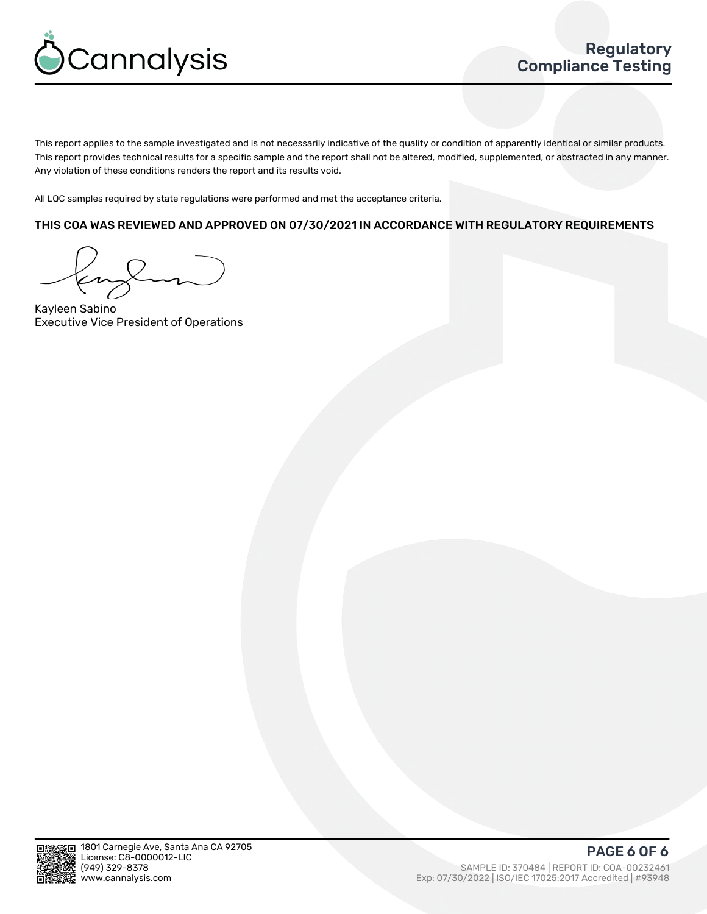This report applies to the sample investigated and is not necessarily indicative of the quality or condition of apparently identical or similar products. This report provides technical results for a specific sample and the report shall not be altered, modified, supplemented, or abstracted in any manner. Any violation of these conditions renders the report and its results void.

All LQC samples required by state regulations were performed and met the acceptance criteria.

**THIS COA WAS REVIEWED AND APPROVED ON 07/30/2021 IN ACCORDANCE WITH REGULATORY REQUIREMENTS**

Kayleen Sabino
Executive Vice President of Operations